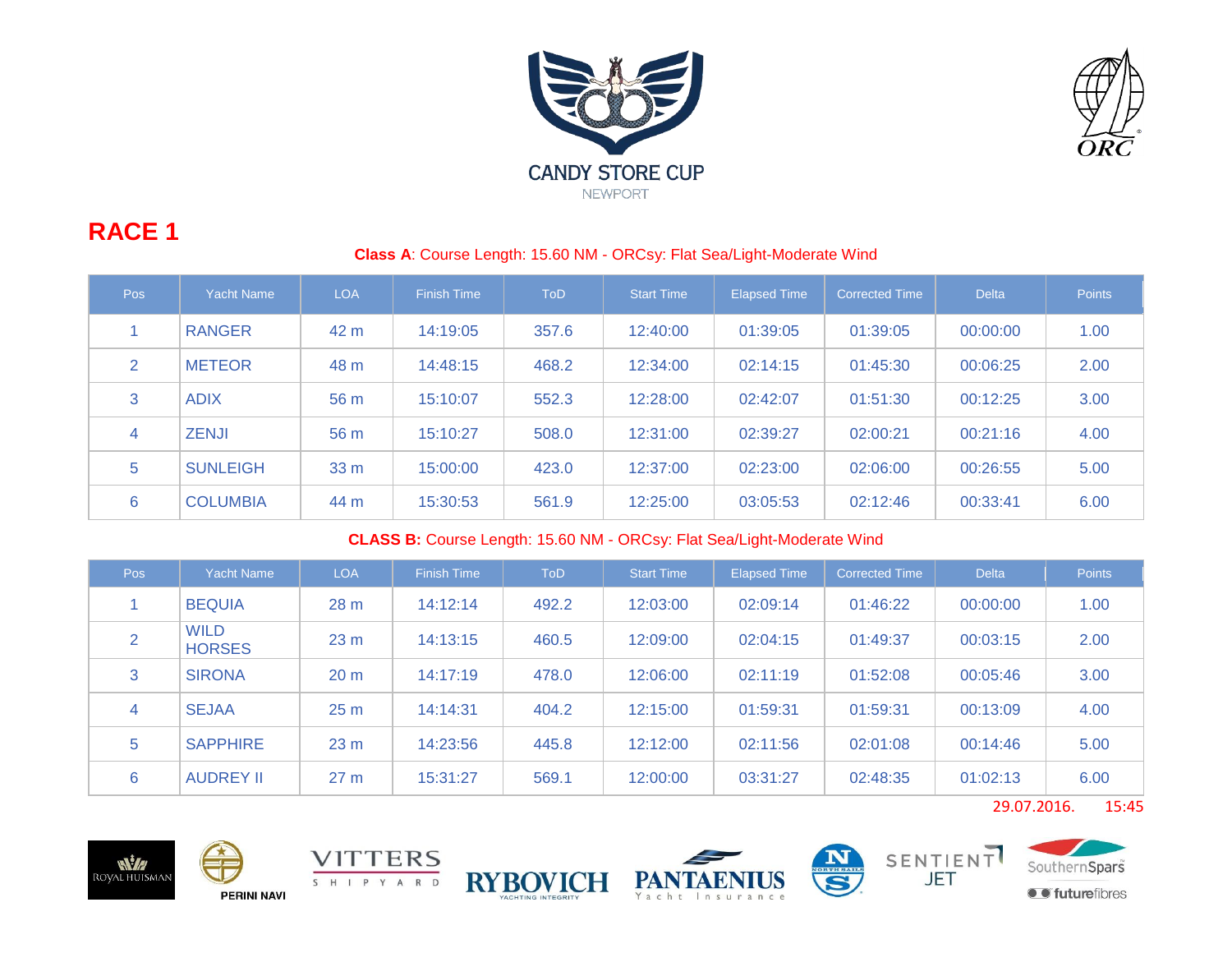CANDY STORE CUP

NEWPORT

# RACE 1

**Class A**: Course Length: 15.60 NM - ORCsy: Flat Sea/Light-Moderate Wind

| Pos | Yacht Name | LOA | Finish Time | ToD | Start Time | Elapsed Time | Corrected Time | Delta | Points |
|---|---|---|---|---|---|---|---|---|---|
| 1 | RANGER | 42 m | 14:19:05 | 357.6 | 12:40:00 | 01:39:05 | 01:39:05 | 00:00:00 | 1.00 |
| 2 | METEOR | 48 m | 14:48:15 | 468.2 | 12:34:00 | 02:14:15 | 01:45:30 | 00:06:25 | 2.00 |
| 3 | ADIX | 56 m | 15:10:07 | 552.3 | 12:28:00 | 02:42:07 | 01:51:30 | 00:12:25 | 3.00 |
| 4 | ZENJI | 56 m | 15:10:27 | 508.0 | 12:31:00 | 02:39:27 | 02:00:21 | 00:21:16 | 4.00 |
| 5 | SUNLEIGH | 33 m | 15:00:00 | 423.0 | 12:37:00 | 02:23:00 | 02:06:00 | 00:26:55 | 5.00 |
| 6 | COLUMBIA | 44 m | 15:30:53 | 561.9 | 12:25:00 | 03:05:53 | 02:12:46 | 00:33:41 | 6.00 |

**CLASS B:** Course Length: 15.60 NM - ORCsy: Flat Sea/Light-Moderate Wind

| Pos | Yacht Name | LOA | Finish Time | ToD | Start Time | Elapsed Time | Corrected Time | Delta | Points |
|---|---|---|---|---|---|---|---|---|---|
| 1 | BEQUIA | 28 m | 14:12:14 | 492.2 | 12:03:00 | 02:09:14 | 01:46:22 | 00:00:00 | 1.00 |
| 2 | WILD HORSES | 23 m | 14:13:15 | 460.5 | 12:09:00 | 02:04:15 | 01:49:37 | 00:03:15 | 2.00 |
| 3 | SIRONA | 20 m | 14:17:19 | 478.0 | 12:06:00 | 02:11:19 | 01:52:08 | 00:05:46 | 3.00 |
| 4 | SEJAA | 25 m | 14:14:31 | 404.2 | 12:15:00 | 01:59:31 | 01:59:31 | 00:13:09 | 4.00 |
| 5 | SAPPHIRE | 23 m | 14:23:56 | 445.8 | 12:12:00 | 02:11:56 | 02:01:08 | 00:14:46 | 5.00 |
| 6 | AUDREY II | 27 m | 15:31:27 | 569.1 | 12:00:00 | 03:31:27 | 02:48:35 | 01:02:13 | 6.00 |

29.07.2016. 15:45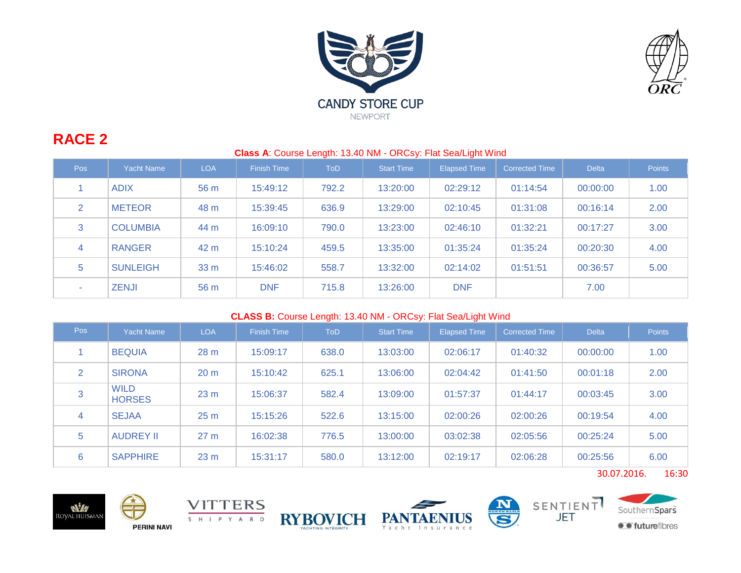# CANDY STORE CUP

NEWPORT

## RACE 2

**Class A**: Course Length: 13.40 NM - ORCsy: Flat Sea/Light Wind

| Pos | Yacht Name | LOA | Finish Time | ToD | Start Time | Elapsed Time | Corrected Time | Delta | Points |
|---|---|---|---|---|---|---|---|---|---|
| 1 | ADIX | 56 m | 15:49:12 | 792.2 | 13:20:00 | 02:29:12 | 01:14:54 | 00:00:00 | 1.00 |
| 2 | METEOR | 48 m | 15:39:45 | 636.9 | 13:29:00 | 02:10:45 | 01:31:08 | 00:16:14 | 2.00 |
| 3 | COLUMBIA | 44 m | 16:09:10 | 790.0 | 13:23:00 | 02:46:10 | 01:32:21 | 00:17:27 | 3.00 |
| 4 | RANGER | 42 m | 15:10:24 | 459.5 | 13:35:00 | 01:35:24 | 01:35:24 | 00:20:30 | 4.00 |
| 5 | SUNLEIGH | 33 m | 15:46:02 | 558.7 | 13:32:00 | 02:14:02 | 01:51:51 | 00:36:57 | 5.00 |
| - | ZENJI | 56 m | DNF | 715.8 | 13:26:00 | DNF | | 7.00 | |

**CLASS B:** Course Length: 13.40 NM - ORCsy: Flat Sea/Light Wind

| Pos | Yacht Name | LOA | Finish Time | ToD | Start Time | Elapsed Time | Corrected Time | Delta | Points |
|---|---|---|---|---|---|---|---|---|---|
| 1 | BEQUIA | 28 m | 15:09:17 | 638.0 | 13:03:00 | 02:06:17 | 01:40:32 | 00:00:00 | 1.00 |
| 2 | SIRONA | 20 m | 15:10:42 | 625.1 | 13:06:00 | 02:04:42 | 01:41:50 | 00:01:18 | 2.00 |
| 3 | WILD HORSES | 23 m | 15:06:37 | 582.4 | 13:09:00 | 01:57:37 | 01:44:17 | 00:03:45 | 3.00 |
| 4 | SEJAA | 25 m | 15:15:26 | 522.6 | 13:15:00 | 02:00:26 | 02:00:26 | 00:19:54 | 4.00 |
| 5 | AUDREY II | 27 m | 16:02:38 | 776.5 | 13:00:00 | 03:02:38 | 02:05:56 | 00:25:24 | 5.00 |
| 6 | SAPPHIRE | 23 m | 15:31:17 | 580.0 | 13:12:00 | 02:19:17 | 02:06:28 | 00:25:56 | 6.00 |

30.07.2016. 16:30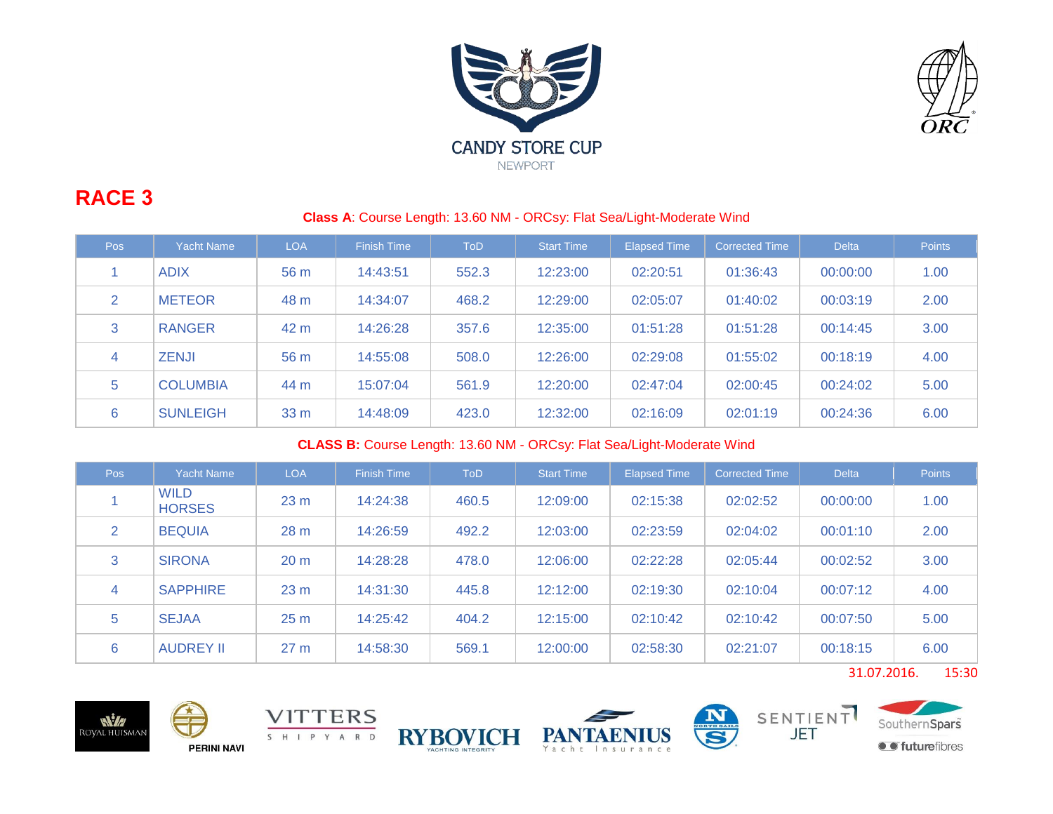CANDY STORE CUP

NEWPORT

# RACE 3

**Class A**: Course Length: 13.60 NM - ORCsy: Flat Sea/Light-Moderate Wind

| Pos | Yacht Name | LOA | Finish Time | ToD | Start Time | Elapsed Time | Corrected Time | Delta | Points |
|---|---|---|---|---|---|---|---|---|---|
| 1 | ADIX | 56 m | 14:43:51 | 552.3 | 12:23:00 | 02:20:51 | 01:36:43 | 00:00:00 | 1.00 |
| 2 | METEOR | 48 m | 14:34:07 | 468.2 | 12:29:00 | 02:05:07 | 01:40:02 | 00:03:19 | 2.00 |
| 3 | RANGER | 42 m | 14:26:28 | 357.6 | 12:35:00 | 01:51:28 | 01:51:28 | 00:14:45 | 3.00 |
| 4 | ZENJI | 56 m | 14:55:08 | 508.0 | 12:26:00 | 02:29:08 | 01:55:02 | 00:18:19 | 4.00 |
| 5 | COLUMBIA | 44 m | 15:07:04 | 561.9 | 12:20:00 | 02:47:04 | 02:00:45 | 00:24:02 | 5.00 |
| 6 | SUNLEIGH | 33 m | 14:48:09 | 423.0 | 12:32:00 | 02:16:09 | 02:01:19 | 00:24:36 | 6.00 |

**CLASS B:** Course Length: 13.60 NM - ORCsy: Flat Sea/Light-Moderate Wind

| Pos | Yacht Name | LOA | Finish Time | ToD | Start Time | Elapsed Time | Corrected Time | Delta | Points |
|---|---|---|---|---|---|---|---|---|---|
| 1 | WILD HORSES | 23 m | 14:24:38 | 460.5 | 12:09:00 | 02:15:38 | 02:02:52 | 00:00:00 | 1.00 |
| 2 | BEQUIA | 28 m | 14:26:59 | 492.2 | 12:03:00 | 02:23:59 | 02:04:02 | 00:01:10 | 2.00 |
| 3 | SIRONA | 20 m | 14:28:28 | 478.0 | 12:06:00 | 02:22:28 | 02:05:44 | 00:02:52 | 3.00 |
| 4 | SAPPHIRE | 23 m | 14:31:30 | 445.8 | 12:12:00 | 02:19:30 | 02:10:04 | 00:07:12 | 4.00 |
| 5 | SEJAA | 25 m | 14:25:42 | 404.2 | 12:15:00 | 02:10:42 | 02:10:42 | 00:07:50 | 5.00 |
| 6 | AUDREY II | 27 m | 14:58:30 | 569.1 | 12:00:00 | 02:58:30 | 02:21:07 | 00:18:15 | 6.00 |

31.07.2016. 15:30